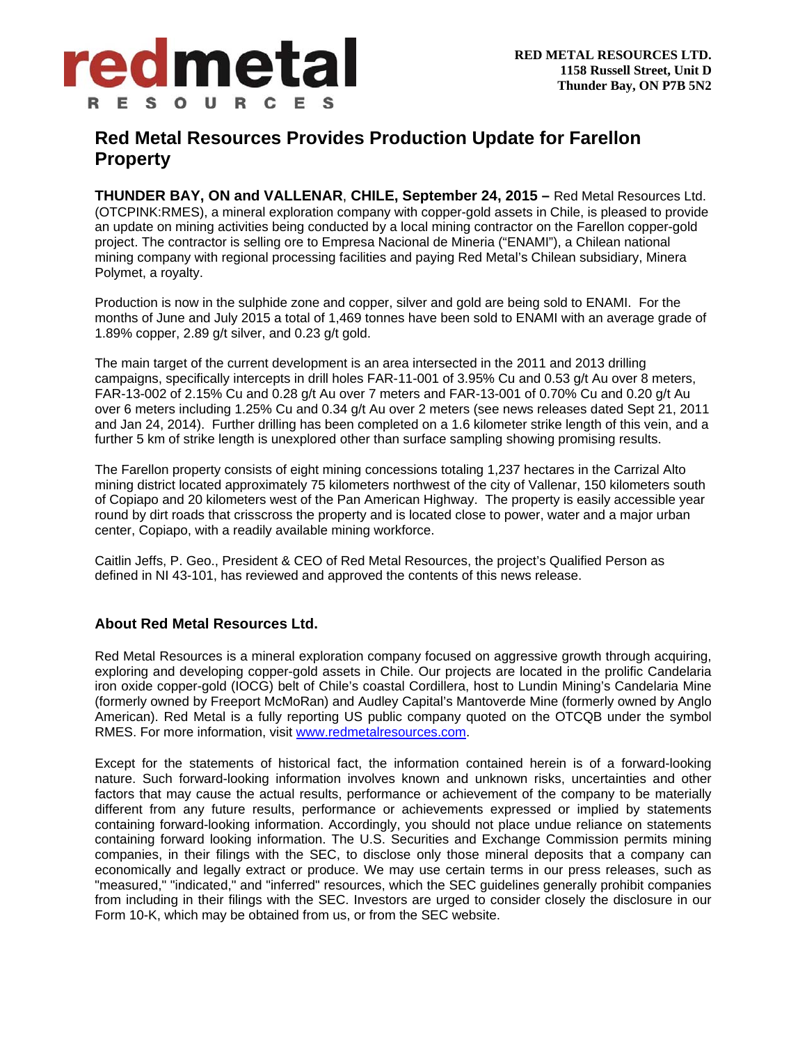**RED METAL RESOURCES LTD.**
**1158 Russell Street, Unit D**
**Thunder Bay, ON P7B 5N2**

# Red Metal Resources Provides Production Update for Farellon Property

**THUNDER BAY, ON and VALLENAR, CHILE, September 24, 2015 –** Red Metal Resources Ltd. (OTCPINK:RMES), a mineral exploration company with copper-gold assets in Chile, is pleased to provide an update on mining activities being conducted by a local mining contractor on the Farellon copper-gold project. The contractor is selling ore to Empresa Nacional de Mineria ("ENAMI"), a Chilean national mining company with regional processing facilities and paying Red Metal's Chilean subsidiary, Minera Polymet, a royalty.

Production is now in the sulphide zone and copper, silver and gold are being sold to ENAMI. For the months of June and July 2015 a total of 1,469 tonnes have been sold to ENAMI with an average grade of 1.89% copper, 2.89 g/t silver, and 0.23 g/t gold.

The main target of the current development is an area intersected in the 2011 and 2013 drilling campaigns, specifically intercepts in drill holes FAR-11-001 of 3.95% Cu and 0.53 g/t Au over 8 meters, FAR-13-002 of 2.15% Cu and 0.28 g/t Au over 7 meters and FAR-13-001 of 0.70% Cu and 0.20 g/t Au over 6 meters including 1.25% Cu and 0.34 g/t Au over 2 meters (see news releases dated Sept 21, 2011 and Jan 24, 2014). Further drilling has been completed on a 1.6 kilometer strike length of this vein, and a further 5 km of strike length is unexplored other than surface sampling showing promising results.

The Farellon property consists of eight mining concessions totaling 1,237 hectares in the Carrizal Alto mining district located approximately 75 kilometers northwest of the city of Vallenar, 150 kilometers south of Copiapo and 20 kilometers west of the Pan American Highway. The property is easily accessible year round by dirt roads that crisscross the property and is located close to power, water and a major urban center, Copiapo, with a readily available mining workforce.

Caitlin Jeffs, P. Geo., President & CEO of Red Metal Resources, the project's Qualified Person as defined in NI 43-101, has reviewed and approved the contents of this news release.

### About Red Metal Resources Ltd.

Red Metal Resources is a mineral exploration company focused on aggressive growth through acquiring, exploring and developing copper-gold assets in Chile. Our projects are located in the prolific Candelaria iron oxide copper-gold (IOCG) belt of Chile's coastal Cordillera, host to Lundin Mining's Candelaria Mine (formerly owned by Freeport McMoRan) and Audley Capital's Mantoverde Mine (formerly owned by Anglo American). Red Metal is a fully reporting US public company quoted on the OTCQB under the symbol RMES. For more information, visit www.redmetalresources.com.

Except for the statements of historical fact, the information contained herein is of a forward-looking nature. Such forward-looking information involves known and unknown risks, uncertainties and other factors that may cause the actual results, performance or achievement of the company to be materially different from any future results, performance or achievements expressed or implied by statements containing forward-looking information. Accordingly, you should not place undue reliance on statements containing forward looking information. The U.S. Securities and Exchange Commission permits mining companies, in their filings with the SEC, to disclose only those mineral deposits that a company can economically and legally extract or produce. We may use certain terms in our press releases, such as "measured," "indicated," and "inferred" resources, which the SEC guidelines generally prohibit companies from including in their filings with the SEC. Investors are urged to consider closely the disclosure in our Form 10-K, which may be obtained from us, or from the SEC website.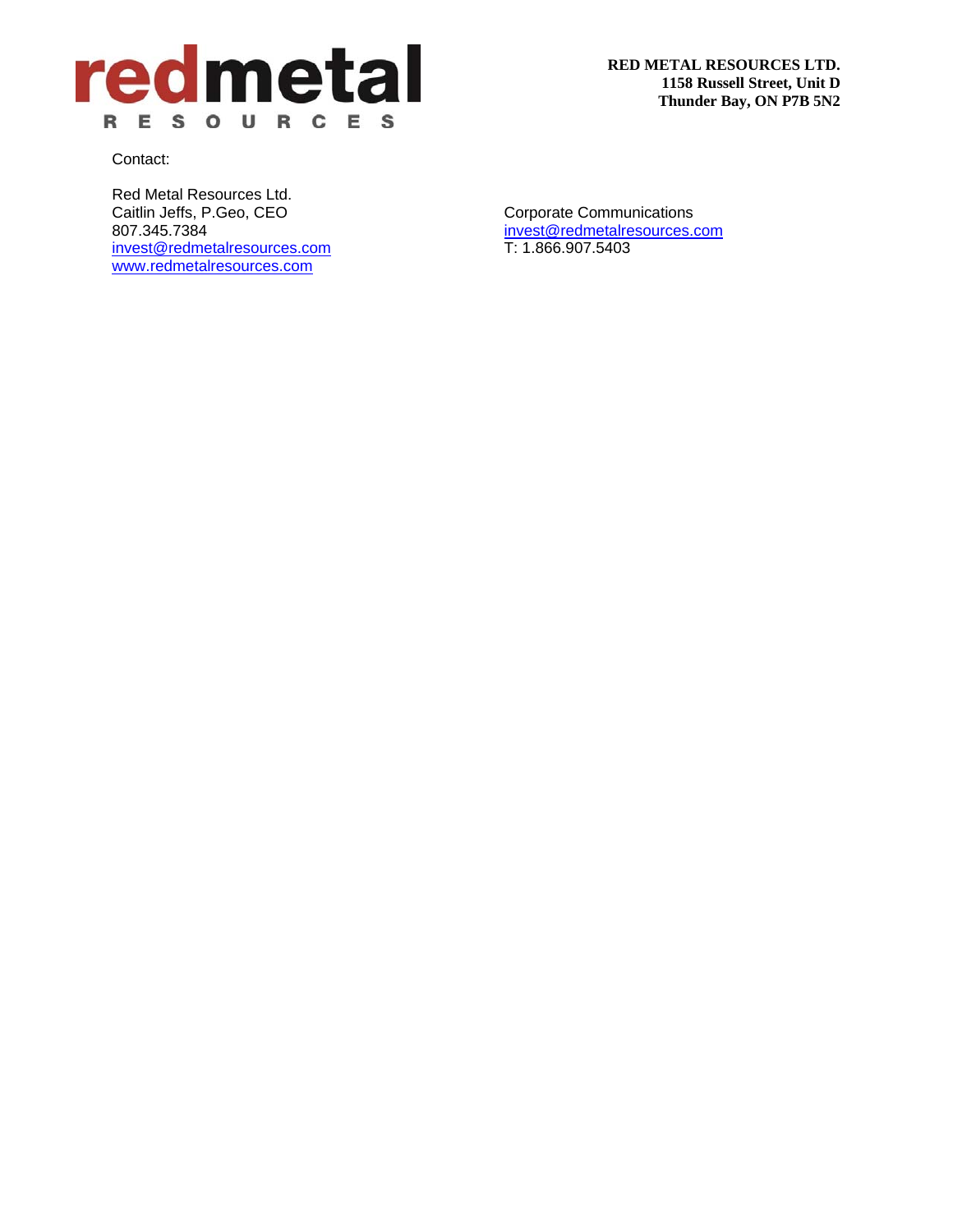**RED METAL RESOURCES LTD.**
**1158 Russell Street, Unit D**
**Thunder Bay, ON P7B 5N2**

Contact:

Red Metal Resources Ltd.
Caitlin Jeffs, P.Geo, CEO
807.345.7384
invest@redmetalresources.com
www.redmetalresources.com

Corporate Communications
invest@redmetalresources.com
T: 1.866.907.5403